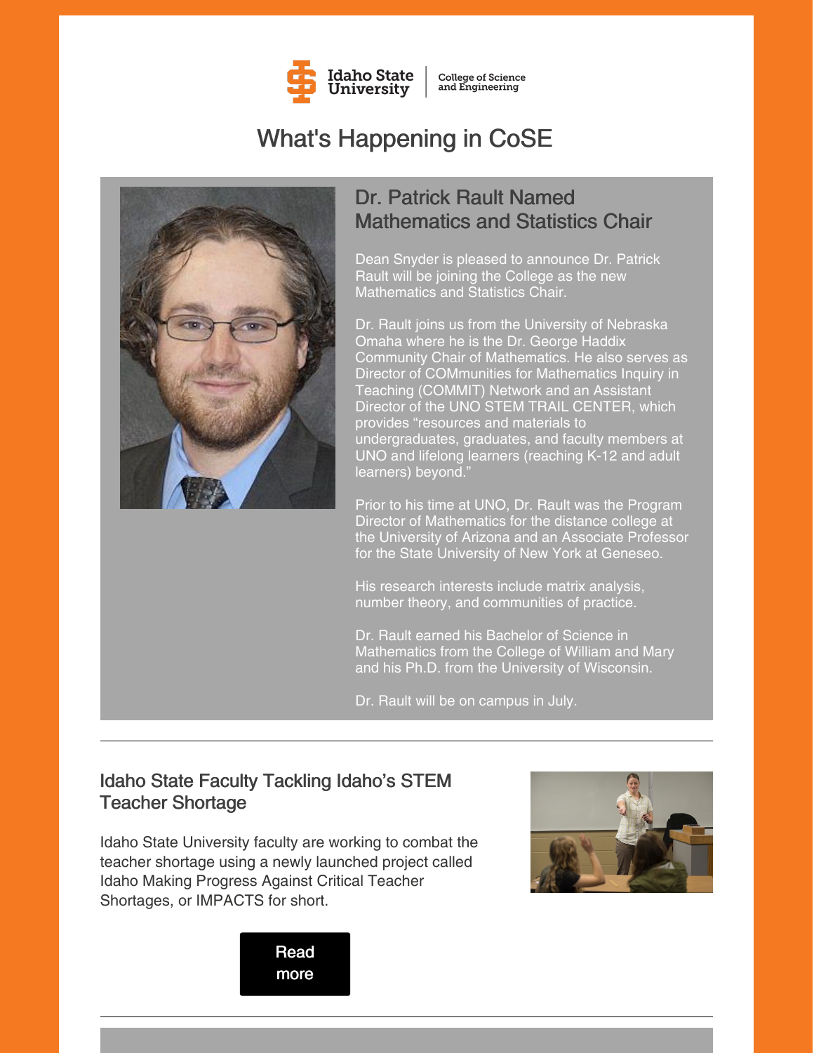Idaho State University | College of Science and Engineering

# What's Happening in CoSE

## Dr. Patrick Rault Named Mathematics and Statistics Chair

Dean Snyder is pleased to announce Dr. Patrick Rault will be joining the College as the new Mathematics and Statistics Chair.

Dr. Rault joins us from the University of Nebraska Omaha where he is the Dr. George Haddix Community Chair of Mathematics. He also serves as Director of COMmunities for Mathematics Inquiry in Teaching (COMMIT) Network and an Assistant Director of the UNO STEM TRAIL CENTER, which provides "resources and materials to undergraduates, graduates, and faculty members at UNO and lifelong learners (reaching K-12 and adult learners) beyond."

Prior to his time at UNO, Dr. Rault was the Program Director of Mathematics for the distance college at the University of Arizona and an Associate Professor for the State University of New York at Geneseo.

His research interests include matrix analysis, number theory, and communities of practice.

Dr. Rault earned his Bachelor of Science in Mathematics from the College of William and Mary and his Ph.D. from the University of Wisconsin.

Dr. Rault will be on campus in July.

---

## Idaho State Faculty Tackling Idaho's STEM Teacher Shortage

Idaho State University faculty are working to combat the teacher shortage using a newly launched project called Idaho Making Progress Against Critical Teacher Shortages, or IMPACTS for short.

Read more

---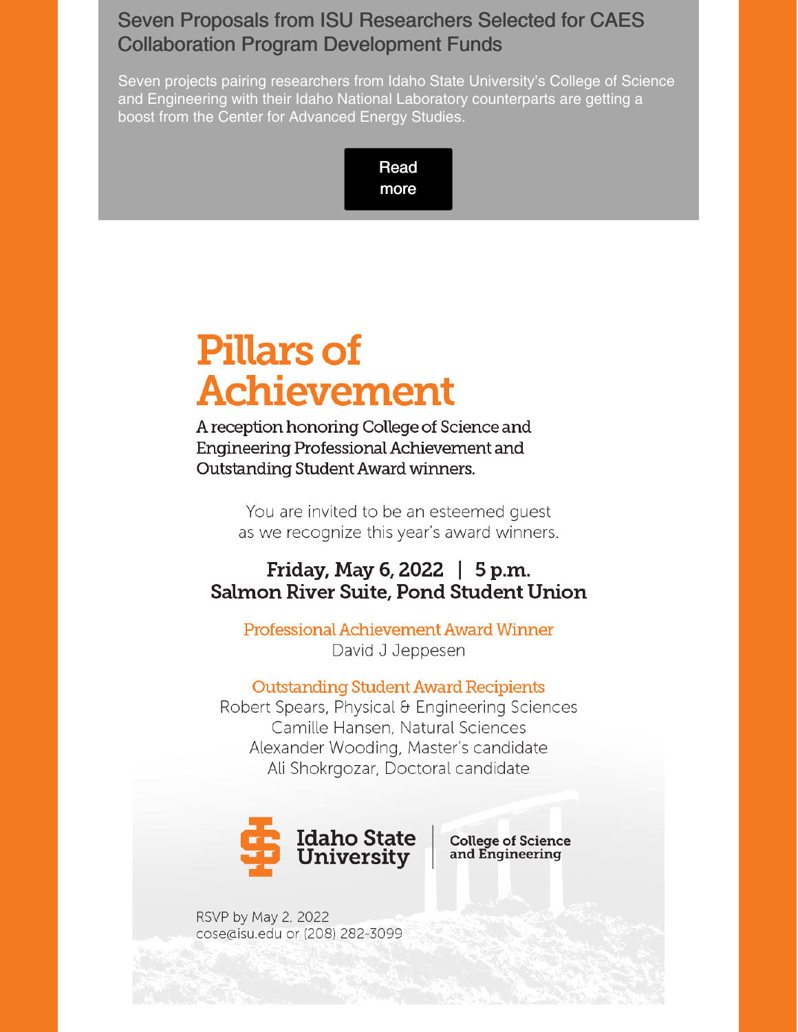## Seven Proposals from ISU Researchers Selected for CAES Collaboration Program Development Funds

Seven projects pairing researchers from Idaho State University's College of Science and Engineering with their Idaho National Laboratory counterparts are getting a boost from the Center for Advanced Energy Studies.

Read more

# Pillars of Achievement

A reception honoring College of Science and Engineering Professional Achievement and Outstanding Student Award winners.

You are invited to be an esteemed guest as we recognize this year's award winners.

**Friday, May 6, 2022 | 5 p.m.**
**Salmon River Suite, Pond Student Union**

Professional Achievement Award Winner

David J Jeppesen

Outstanding Student Award Recipients

Robert Spears, Physical & Engineering Sciences
Camille Hansen, Natural Sciences
Alexander Wooding, Master's candidate
Ali Shokrgozar, Doctoral candidate

Idaho State University | College of Science and Engineering

RSVP by May 2, 2022
cose@isu.edu or (208) 282-3099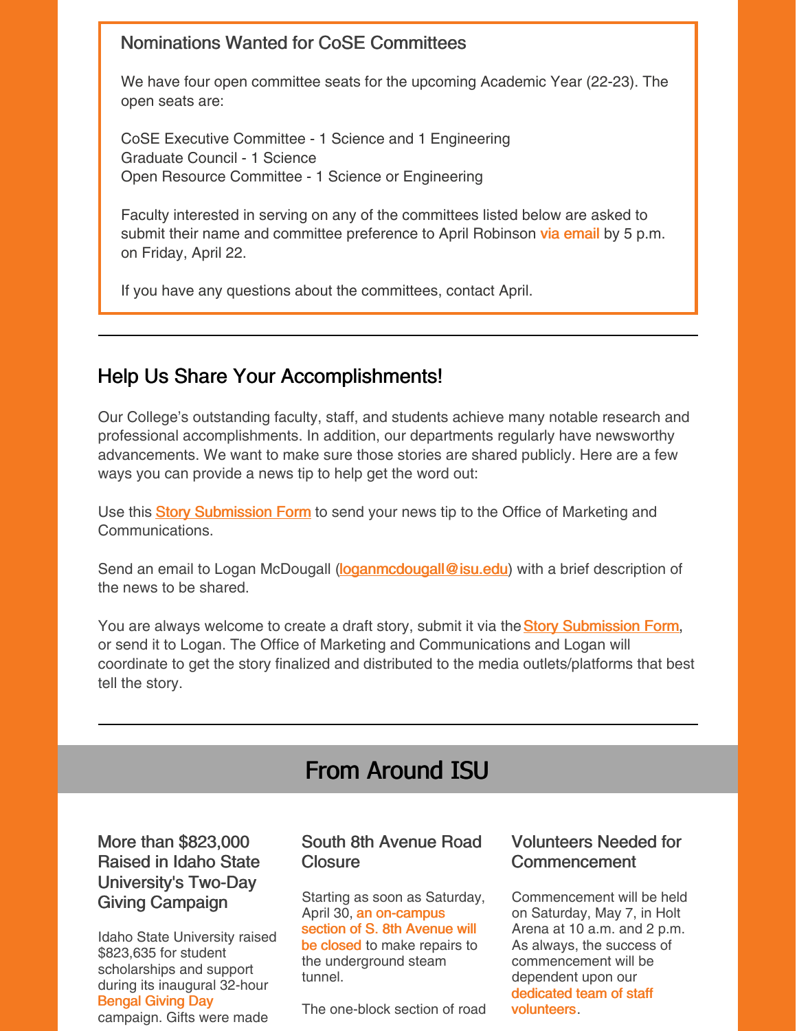### Nominations Wanted for CoSE Committees

We have four open committee seats for the upcoming Academic Year (22-23). The open seats are:

CoSE Executive Committee - 1 Science and 1 Engineering
Graduate Council - 1 Science
Open Resource Committee - 1 Science or Engineering

Faculty interested in serving on any of the committees listed below are asked to submit their name and committee preference to April Robinson via email by 5 p.m. on Friday, April 22.

If you have any questions about the committees, contact April.

---

## Help Us Share Your Accomplishments!

Our College's outstanding faculty, staff, and students achieve many notable research and professional accomplishments. In addition, our departments regularly have newsworthy advancements. We want to make sure those stories are shared publicly. Here are a few ways you can provide a news tip to help get the word out:

Use this Story Submission Form to send your news tip to the Office of Marketing and Communications.

Send an email to Logan McDougall (loganmcdougall@isu.edu) with a brief description of the news to be shared.

You are always welcome to create a draft story, submit it via the Story Submission Form, or send it to Logan. The Office of Marketing and Communications and Logan will coordinate to get the story finalized and distributed to the media outlets/platforms that best tell the story.

---

# From Around ISU

### More than $823,000 Raised in Idaho State University's Two-Day Giving Campaign

Idaho State University raised $823,635 for student scholarships and support during its inaugural 32-hour Bengal Giving Day campaign. Gifts were made

### South 8th Avenue Road Closure

Starting as soon as Saturday, April 30, an on-campus section of S. 8th Avenue will be closed to make repairs to the underground steam tunnel.

The one-block section of road

### Volunteers Needed for Commencement

Commencement will be held on Saturday, May 7, in Holt Arena at 10 a.m. and 2 p.m. As always, the success of commencement will be dependent upon our dedicated team of staff volunteers.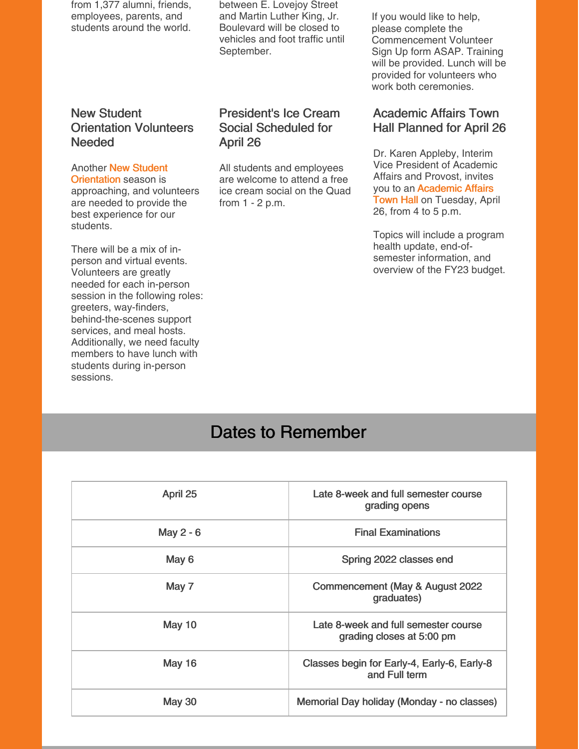from 1,377 alumni, friends, employees, parents, and students around the world.

between E. Lovejoy Street and Martin Luther King, Jr. Boulevard will be closed to vehicles and foot traffic until September.

If you would like to help, please complete the Commencement Volunteer Sign Up form ASAP. Training will be provided. Lunch will be provided for volunteers who work both ceremonies.

### New Student Orientation Volunteers Needed

Another New Student Orientation season is approaching, and volunteers are needed to provide the best experience for our students.

There will be a mix of in-person and virtual events. Volunteers are greatly needed for each in-person session in the following roles: greeters, way-finders, behind-the-scenes support services, and meal hosts. Additionally, we need faculty members to have lunch with students during in-person sessions.

### President's Ice Cream Social Scheduled for April 26

All students and employees are welcome to attend a free ice cream social on the Quad from 1 - 2 p.m.

### Academic Affairs Town Hall Planned for April 26

Dr. Karen Appleby, Interim Vice President of Academic Affairs and Provost, invites you to an Academic Affairs Town Hall on Tuesday, April 26, from 4 to 5 p.m.

Topics will include a program health update, end-of-semester information, and overview of the FY23 budget.

## Dates to Remember

| | |
|---|---|
| April 25 | Late 8-week and full semester course grading opens |
| May 2 - 6 | Final Examinations |
| May 6 | Spring 2022 classes end |
| May 7 | Commencement (May & August 2022 graduates) |
| May 10 | Late 8-week and full semester course grading closes at 5:00 pm |
| May 16 | Classes begin for Early-4, Early-6, Early-8 and Full term |
| May 30 | Memorial Day holiday (Monday - no classes) |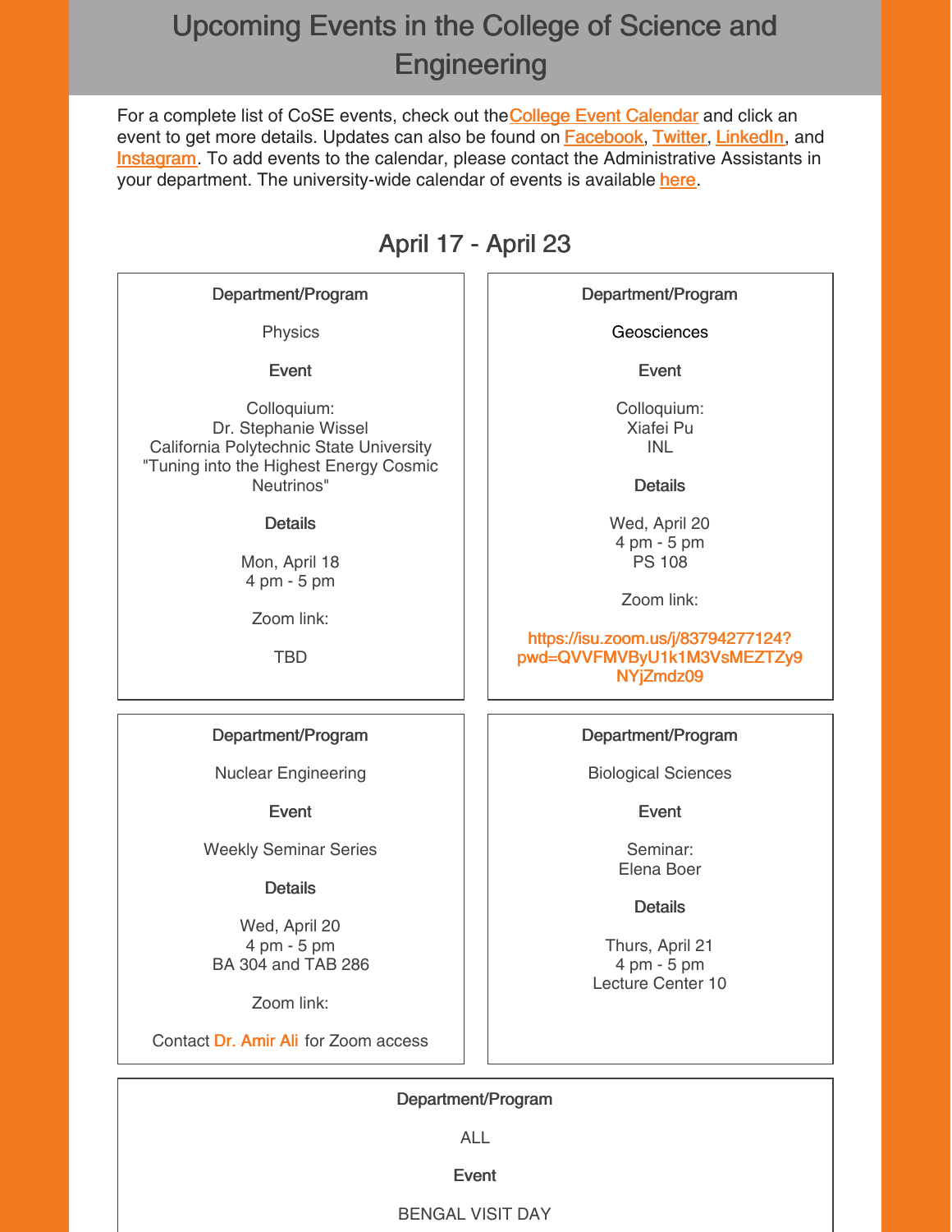# Upcoming Events in the College of Science and Engineering

For a complete list of CoSE events, check out the College Event Calendar and click an event to get more details. Updates can also be found on Facebook, Twitter, LinkedIn, and Instagram. To add events to the calendar, please contact the Administrative Assistants in your department. The university-wide calendar of events is available here.

## April 17 - April 23

**Department/Program**

Physics

**Event**

Colloquium:
Dr. Stephanie Wissel
California Polytechnic State University
"Tuning into the Highest Energy Cosmic Neutrinos"

**Details**

Mon, April 18
4 pm - 5 pm

Zoom link:

TBD

---

**Department/Program**

Geosciences

**Event**

Colloquium:
Xiafei Pu
INL

**Details**

Wed, April 20
4 pm - 5 pm
PS 108

Zoom link:

https://isu.zoom.us/j/83794277124?pwd=QVVFMVByU1k1M3VsMEZTZy9NYjZmdz09

---

**Department/Program**

Nuclear Engineering

**Event**

Weekly Seminar Series

**Details**

Wed, April 20
4 pm - 5 pm
BA 304 and TAB 286

Zoom link:

Contact Dr. Amir Ali for Zoom access

---

**Department/Program**

Biological Sciences

**Event**

Seminar:
Elena Boer

**Details**

Thurs, April 21
4 pm - 5 pm
Lecture Center 10

---

**Department/Program**

ALL

**Event**

BENGAL VISIT DAY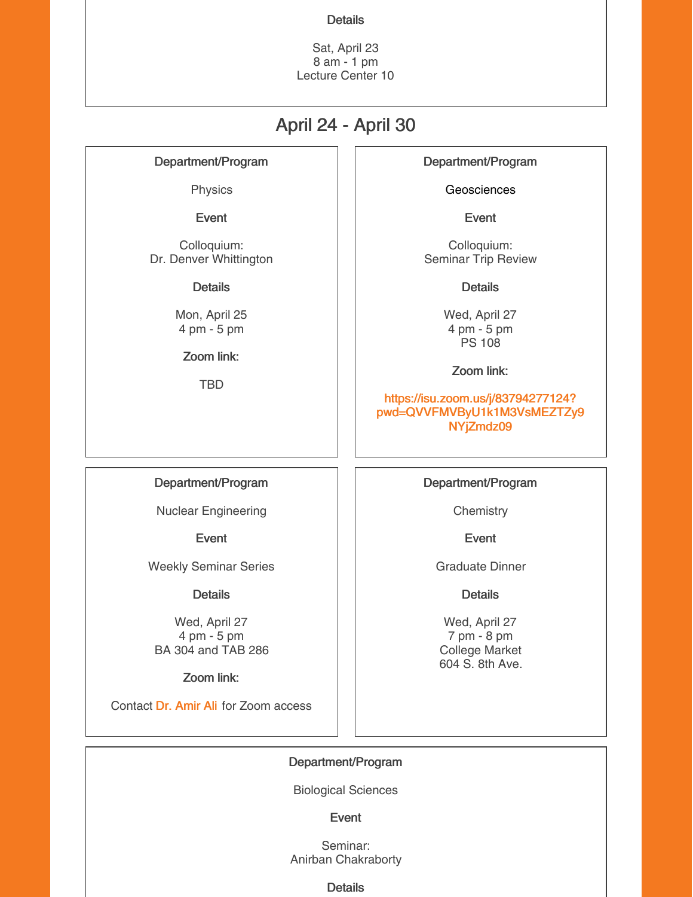**Details**

Sat, April 23
8 am - 1 pm
Lecture Center 10

## April 24 - April 30

**Department/Program**

Physics

**Event**

Colloquium:
Dr. Denver Whittington

**Details**

Mon, April 25
4 pm - 5 pm

**Zoom link:**

TBD

**Department/Program**

Geosciences

**Event**

Colloquium:
Seminar Trip Review

**Details**

Wed, April 27
4 pm - 5 pm
PS 108

**Zoom link:**

https://isu.zoom.us/j/83794277124?pwd=QVVFMVByU1k1M3VsMEZTZy9NYjZmdz09

**Department/Program**

Nuclear Engineering

**Event**

Weekly Seminar Series

**Details**

Wed, April 27
4 pm - 5 pm
BA 304 and TAB 286

**Zoom link:**

Contact Dr. Amir Ali for Zoom access

**Department/Program**

Chemistry

**Event**

Graduate Dinner

**Details**

Wed, April 27
7 pm - 8 pm
College Market
604 S. 8th Ave.

**Department/Program**

Biological Sciences

**Event**

Seminar:
Anirban Chakraborty

**Details**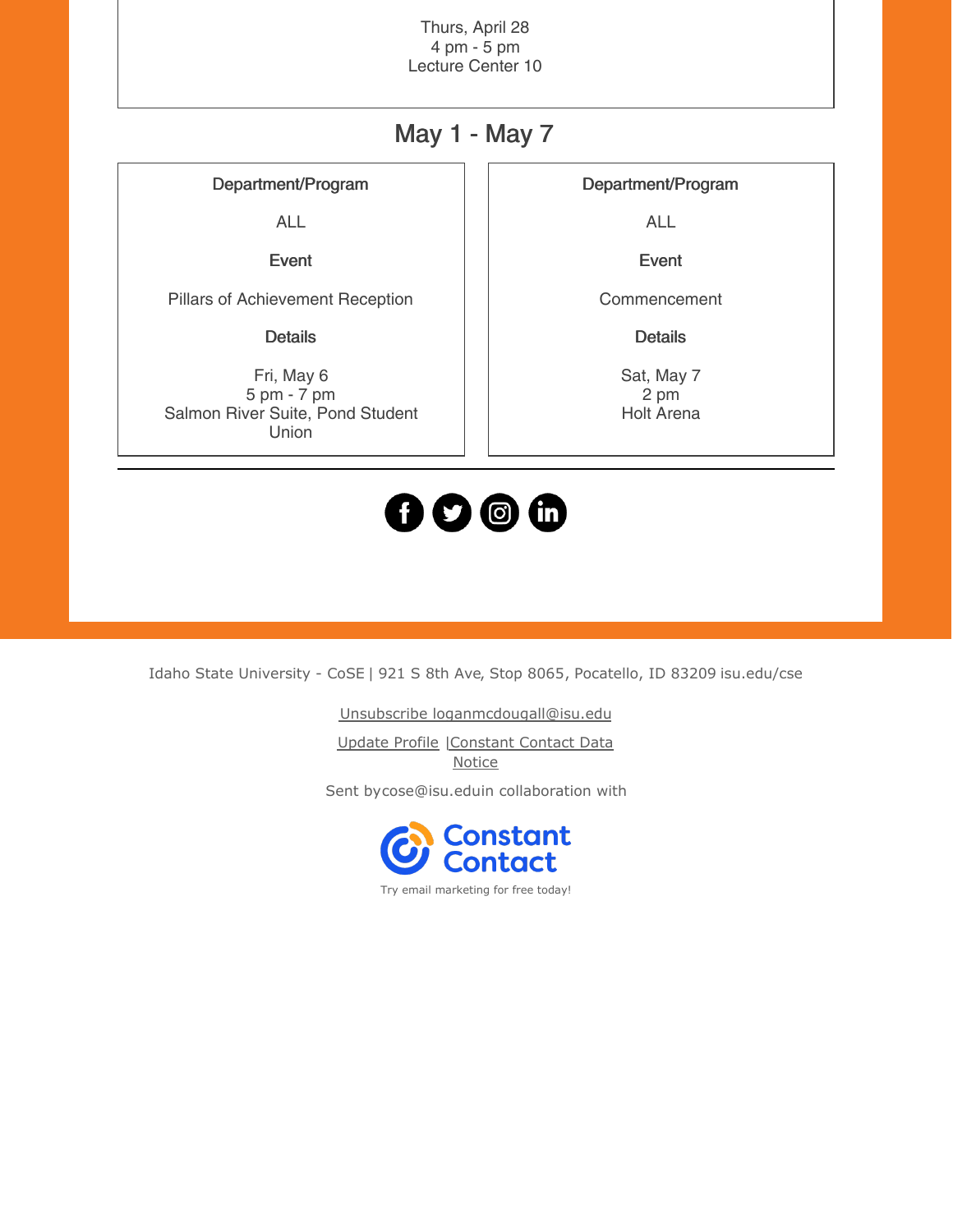Thurs, April 28
4 pm - 5 pm
Lecture Center 10

## May 1 - May 7

**Department/Program**

ALL

**Event**

Pillars of Achievement Reception

**Details**

Fri, May 6
5 pm - 7 pm
Salmon River Suite, Pond Student Union

**Department/Program**

ALL

**Event**

Commencement

**Details**

Sat, May 7
2 pm
Holt Arena

Idaho State University - CoSE | 921 S 8th Ave, Stop 8065, Pocatello, ID 83209 isu.edu/cse

Unsubscribe loganmcdougall@isu.edu

Update Profile |Constant Contact Data Notice

Sent bycose@isu.eduin collaboration with

Constant Contact

Try email marketing for free today!